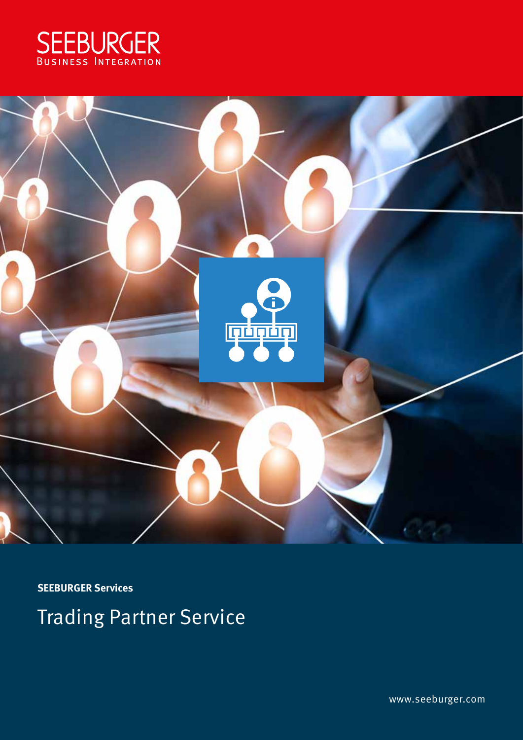SEEBURGER
Business Integration

**SEEBURGER Services**

# Trading Partner Service

www.seeburger.com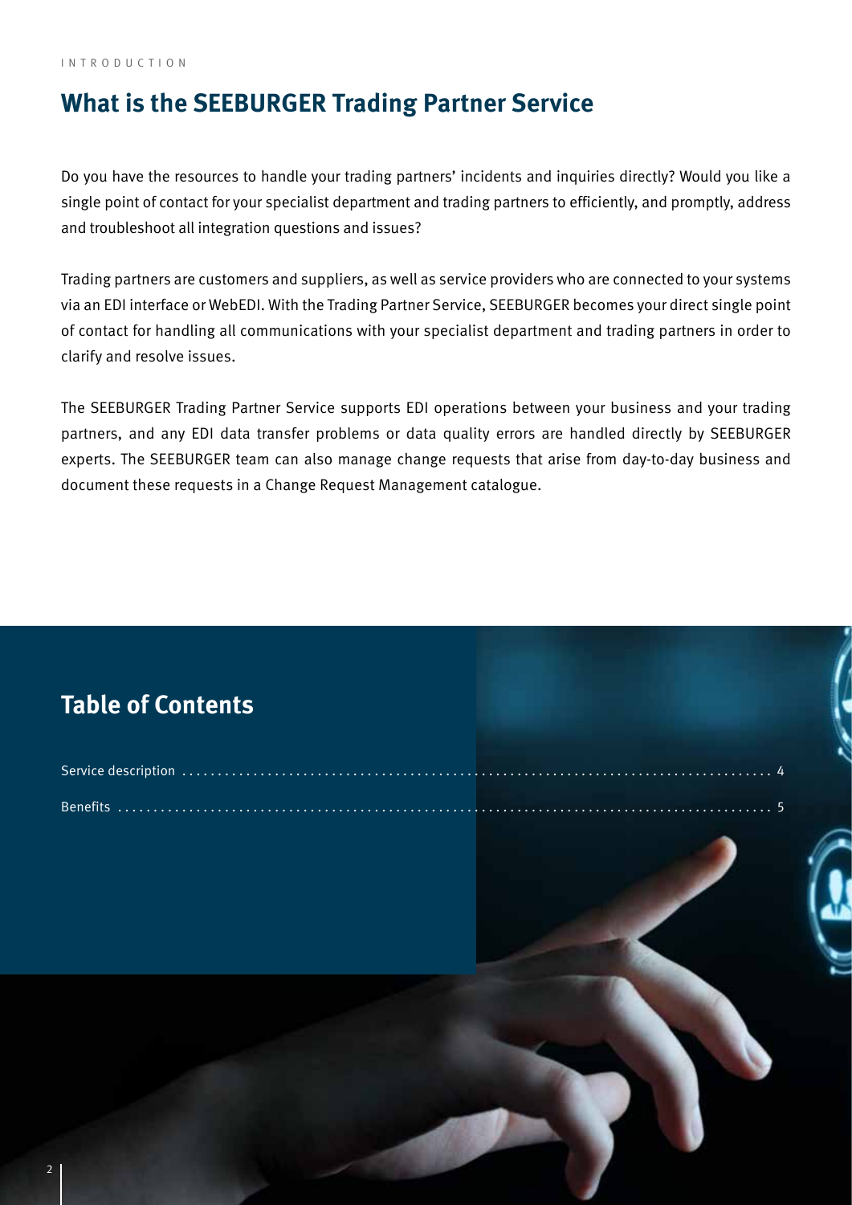INTRODUCTION

## What is the SEEBURGER Trading Partner Service

Do you have the resources to handle your trading partners' incidents and inquiries directly? Would you like a single point of contact for your specialist department and trading partners to efficiently, and promptly, address and troubleshoot all integration questions and issues?

Trading partners are customers and suppliers, as well as service providers who are connected to your systems via an EDI interface or WebEDI. With the Trading Partner Service, SEEBURGER becomes your direct single point of contact for handling all communications with your specialist department and trading partners in order to clarify and resolve issues.

The SEEBURGER Trading Partner Service supports EDI operations between your business and your trading partners, and any EDI data transfer problems or data quality errors are handled directly by SEEBURGER experts. The SEEBURGER team can also manage change requests that arise from day-to-day business and document these requests in a Change Request Management catalogue.

## Table of Contents

Service description ........ 4

Benefits ........ 5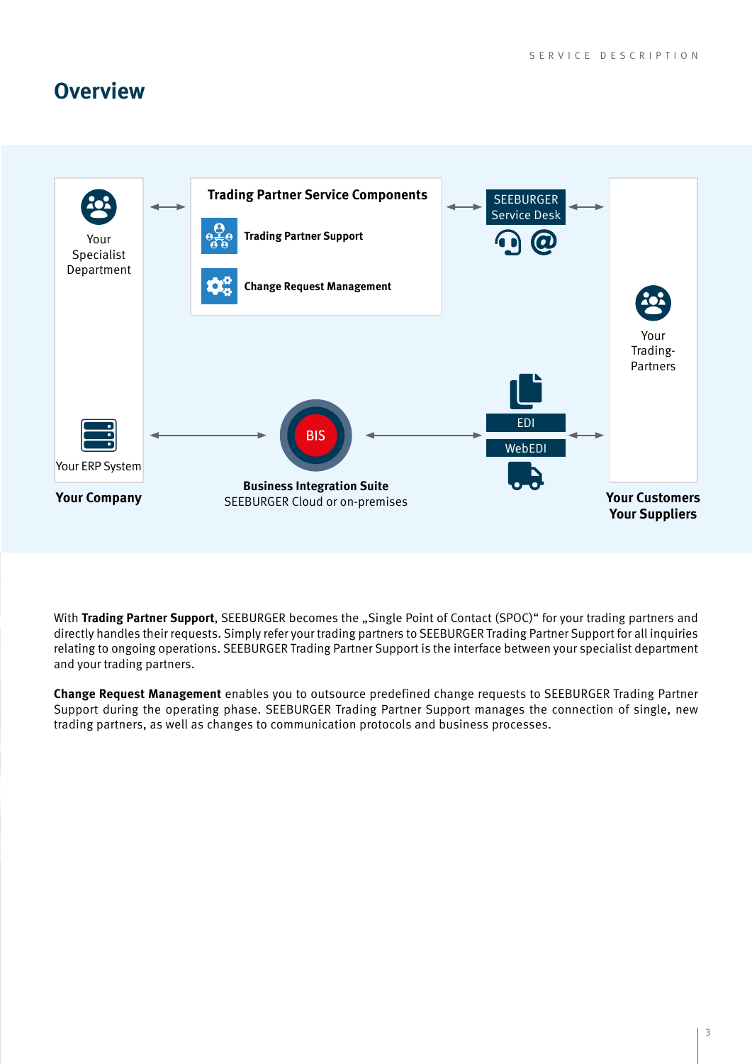# Overview

Trading Partner Service Components

Trading Partner Support

Change Request Management

SEEBURGER Service Desk

Your Specialist Department

Your ERP System

Your Company

BIS

Business Integration Suite
SEEBURGER Cloud or on-premises

EDI

WebEDI

Your Trading-Partners

Your Customers
Your Suppliers

With **Trading Partner Support**, SEEBURGER becomes the „Single Point of Contact (SPOC)" for your trading partners and directly handles their requests. Simply refer your trading partners to SEEBURGER Trading Partner Support for all inquiries relating to ongoing operations. SEEBURGER Trading Partner Support is the interface between your specialist department and your trading partners.

**Change Request Management** enables you to outsource predefined change requests to SEEBURGER Trading Partner Support during the operating phase. SEEBURGER Trading Partner Support manages the connection of single, new trading partners, as well as changes to communication protocols and business processes.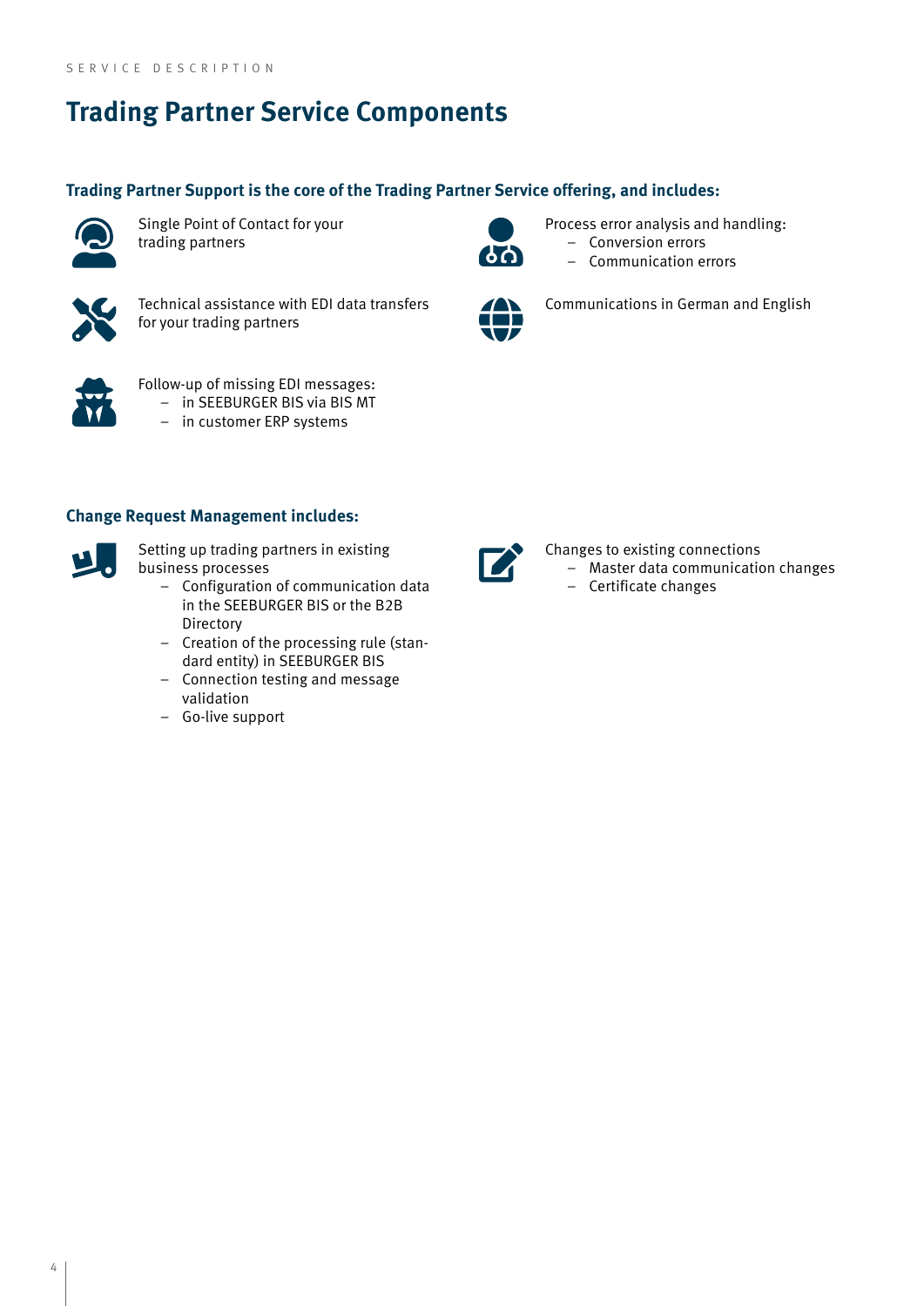# Trading Partner Service Components

### Trading Partner Support is the core of the Trading Partner Service offering, and includes:

Single Point of Contact for your trading partners

Technical assistance with EDI data transfers for your trading partners

Follow-up of missing EDI messages:
- in SEEBURGER BIS via BIS MT
- in customer ERP systems

Process error analysis and handling:
- Conversion errors
- Communication errors

Communications in German and English

### Change Request Management includes:

Setting up trading partners in existing business processes
- Configuration of communication data in the SEEBURGER BIS or the B2B Directory
- Creation of the processing rule (standard entity) in SEEBURGER BIS
- Connection testing and message validation
- Go-live support

Changes to existing connections
- Master data communication changes
- Certificate changes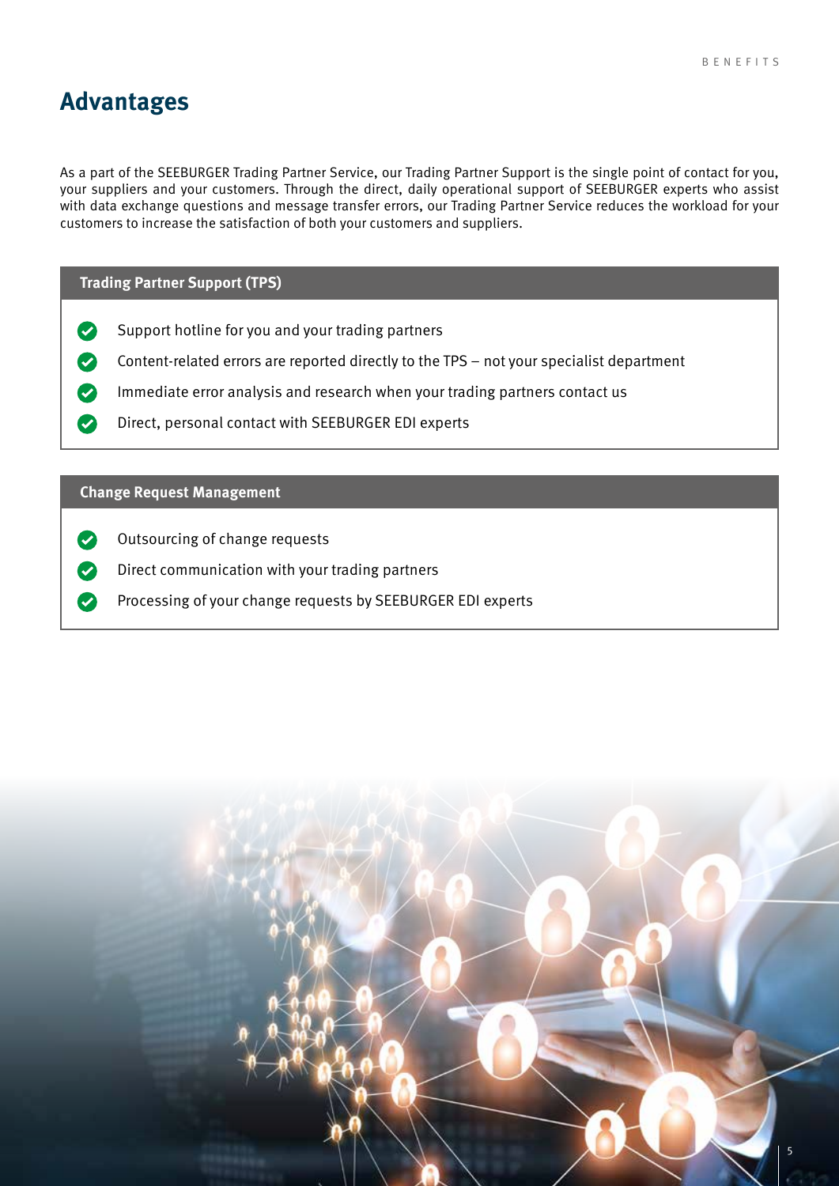# Advantages

As a part of the SEEBURGER Trading Partner Service, our Trading Partner Support is the single point of contact for you, your suppliers and your customers. Through the direct, daily operational support of SEEBURGER experts who assist with data exchange questions and message transfer errors, our Trading Partner Service reduces the workload for your customers to increase the satisfaction of both your customers and suppliers.

### Trading Partner Support (TPS)

- Support hotline for you and your trading partners
- Content-related errors are reported directly to the TPS – not your specialist department
- Immediate error analysis and research when your trading partners contact us
- Direct, personal contact with SEEBURGER EDI experts

### Change Request Management

- Outsourcing of change requests
- Direct communication with your trading partners
- Processing of your change requests by SEEBURGER EDI experts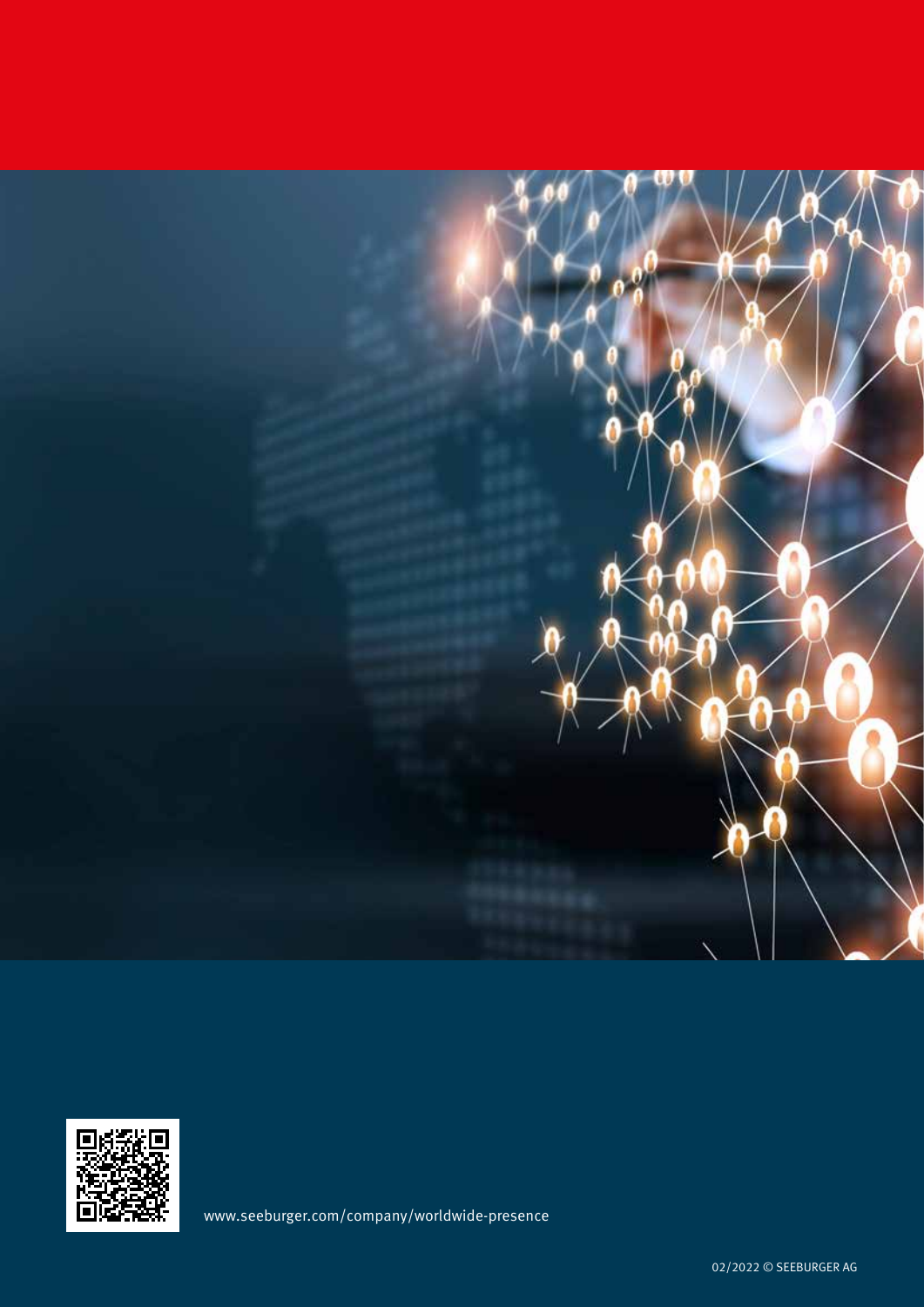www.seeburger.com/company/worldwide-presence

02/2022 © SEEBURGER AG